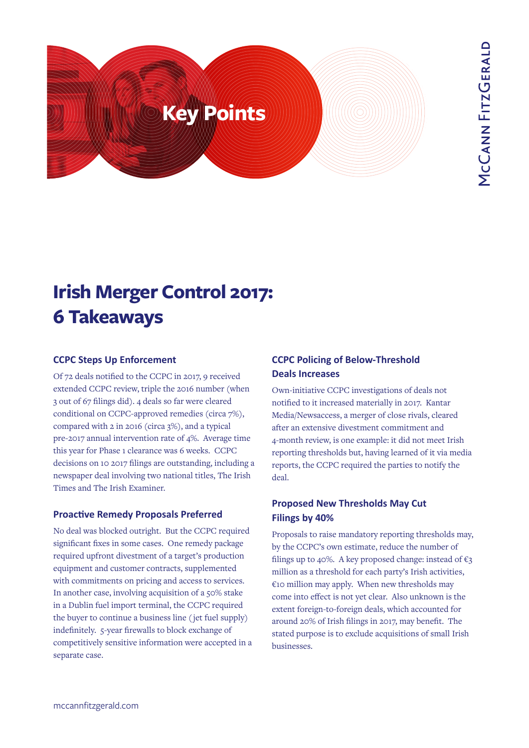# Key Points

# Irish Merger Control 2017: 6 Takeaways

### CCPC Steps Up Enforcement

Of 72 deals notified to the CCPC in 2017, 9 received extended CCPC review, triple the 2016 number (when 3 out of 67 filings did). 4 deals so far were cleared conditional on CCPC-approved remedies (circa 7%), compared with 2 in 2016 (circa 3%), and a typical pre-2017 annual intervention rate of 4%. Average time this year for Phase 1 clearance was 6 weeks. CCPC decisions on 10 2017 filings are outstanding, including a newspaper deal involving two national titles, The Irish Times and The Irish Examiner.

### Proactive Remedy Proposals Preferred

No deal was blocked outright. But the CCPC required significant fixes in some cases. One remedy package required upfront divestment of a target's production equipment and customer contracts, supplemented with commitments on pricing and access to services. In another case, involving acquisition of a 50% stake in a Dublin fuel import terminal, the CCPC required the buyer to continue a business line (jet fuel supply) indefinitely. 5-year firewalls to block exchange of competitively sensitive information were accepted in a separate case.

### CCPC Policing of Below-Threshold Deals Increases

Own-initiative CCPC investigations of deals not notified to it increased materially in 2017. Kantar Media/Newsaccess, a merger of close rivals, cleared after an extensive divestment commitment and 4-month review, is one example: it did not meet Irish reporting thresholds but, having learned of it via media reports, the CCPC required the parties to notify the deal.

### Proposed New Thresholds May Cut Filings by 40%

Proposals to raise mandatory reporting thresholds may, by the CCPC's own estimate, reduce the number of filings up to 40%. A key proposed change: instead of €3 million as a threshold for each party's Irish activities, €10 million may apply. When new thresholds may come into effect is not yet clear. Also unknown is the extent foreign-to-foreign deals, which accounted for around 20% of Irish filings in 2017, may benefit. The stated purpose is to exclude acquisitions of small Irish businesses.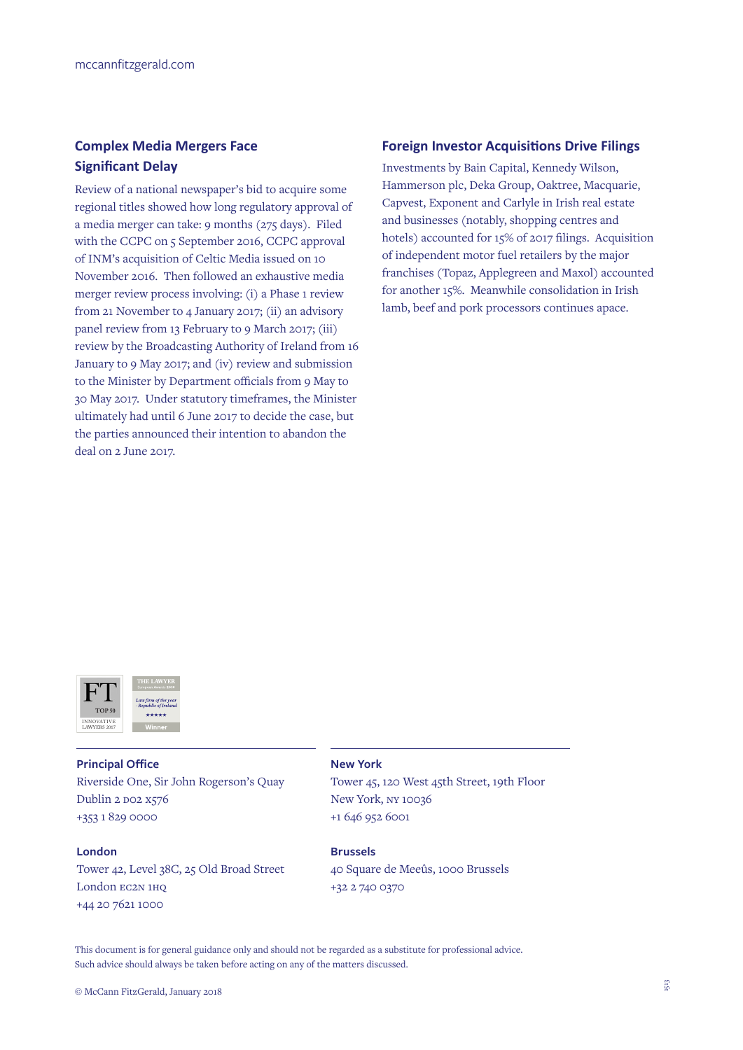mccannfitzgerald.com

## Complex Media Mergers Face Significant Delay

Review of a national newspaper's bid to acquire some regional titles showed how long regulatory approval of a media merger can take: 9 months (275 days). Filed with the CCPC on 5 September 2016, CCPC approval of INM's acquisition of Celtic Media issued on 10 November 2016. Then followed an exhaustive media merger review process involving: (i) a Phase 1 review from 21 November to 4 January 2017; (ii) an advisory panel review from 13 February to 9 March 2017; (iii) review by the Broadcasting Authority of Ireland from 16 January to 9 May 2017; and (iv) review and submission to the Minister by Department officials from 9 May to 30 May 2017. Under statutory timeframes, the Minister ultimately had until 6 June 2017 to decide the case, but the parties announced their intention to abandon the deal on 2 June 2017.

## Foreign Investor Acquisitions Drive Filings

Investments by Bain Capital, Kennedy Wilson, Hammerson plc, Deka Group, Oaktree, Macquarie, Capvest, Exponent and Carlyle in Irish real estate and businesses (notably, shopping centres and hotels) accounted for 15% of 2017 filings. Acquisition of independent motor fuel retailers by the major franchises (Topaz, Applegreen and Maxol) accounted for another 15%. Meanwhile consolidation in Irish lamb, beef and pork processors continues apace.

FT TOP 50 INNOVATIVE LAWYERS 2017

THE LAWYER European Awards 2016 Law firm of the year - Republic of Ireland Winner

**Principal Office**
Riverside One, Sir John Rogerson's Quay
Dublin 2 D02 X576
+353 1 829 0000

**London**
Tower 42, Level 38C, 25 Old Broad Street
London EC2N 1HQ
+44 20 7621 1000

**New York**
Tower 45, 120 West 45th Street, 19th Floor
New York, NY 10036
+1 646 952 6001

**Brussels**
40 Square de Meeûs, 1000 Brussels
+32 2 740 0370

This document is for general guidance only and should not be regarded as a substitute for professional advice. Such advice should always be taken before acting on any of the matters discussed.

© McCann FitzGerald, January 2018